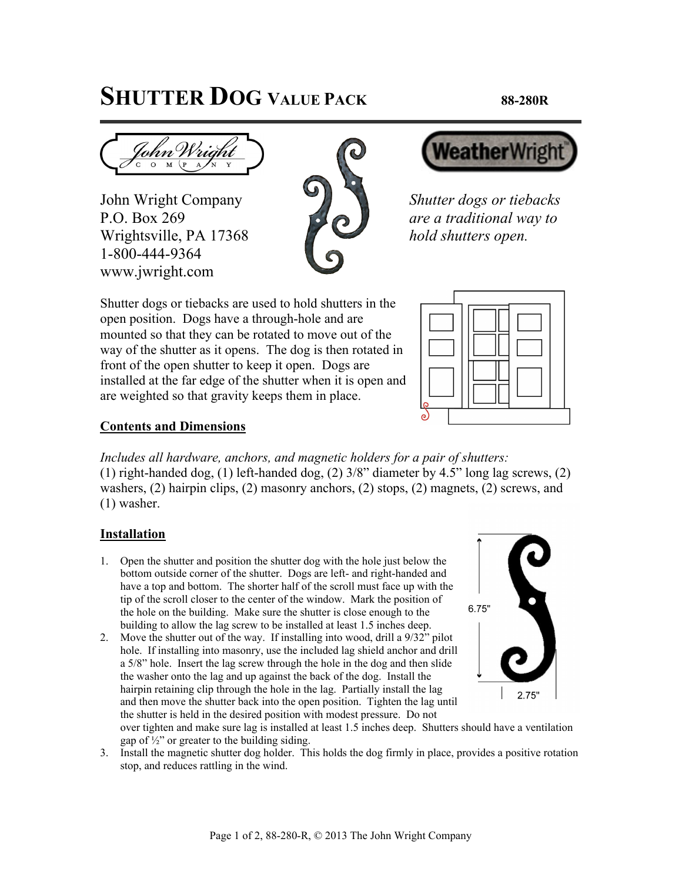# SHUTTER DOG VALUE PACK 88-280R

John Wright Company
P.O. Box 269
Wrightsville, PA 17368
1-800-444-9364
www.jwright.com

*Shutter dogs or tiebacks are a traditional way to hold shutters open.*

Shutter dogs or tiebacks are used to hold shutters in the open position. Dogs have a through-hole and are mounted so that they can be rotated to move out of the way of the shutter as it opens. The dog is then rotated in front of the open shutter to keep it open. Dogs are installed at the far edge of the shutter when it is open and are weighted so that gravity keeps them in place.

**Contents and Dimensions**

*Includes all hardware, anchors, and magnetic holders for a pair of shutters:*
(1) right-handed dog, (1) left-handed dog, (2) 3/8" diameter by 4.5" long lag screws, (2) washers, (2) hairpin clips, (2) masonry anchors, (2) stops, (2) magnets, (2) screws, and (1) washer.

**Installation**

6.75"
2.75"

1. Open the shutter and position the shutter dog with the hole just below the bottom outside corner of the shutter. Dogs are left- and right-handed and have a top and bottom. The shorter half of the scroll must face up with the tip of the scroll closer to the center of the window. Mark the position of the hole on the building. Make sure the shutter is close enough to the building to allow the lag screw to be installed at least 1.5 inches deep.
2. Move the shutter out of the way. If installing into wood, drill a 9/32" pilot hole. If installing into masonry, use the included lag shield anchor and drill a 5/8" hole. Insert the lag screw through the hole in the dog and then slide the washer onto the lag and up against the back of the dog. Install the hairpin retaining clip through the hole in the lag. Partially install the lag and then move the shutter back into the open position. Tighten the lag until the shutter is held in the desired position with modest pressure. Do not over tighten and make sure lag is installed at least 1.5 inches deep. Shutters should have a ventilation gap of ½" or greater to the building siding.
3. Install the magnetic shutter dog holder. This holds the dog firmly in place, provides a positive rotation stop, and reduces rattling in the wind.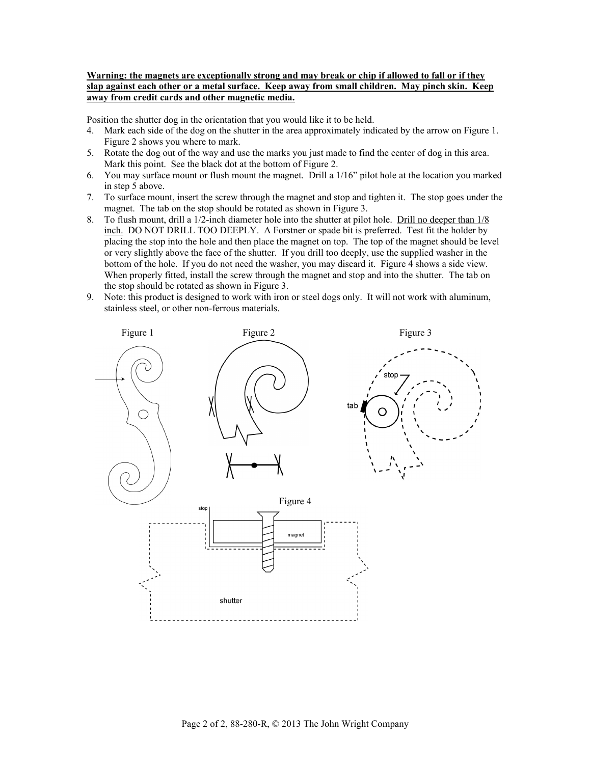**Warning: the magnets are exceptionally strong and may break or chip if allowed to fall or if they slap against each other or a metal surface. Keep away from small children. May pinch skin. Keep away from credit cards and other magnetic media.**

Position the shutter dog in the orientation that you would like it to be held.

4. Mark each side of the dog on the shutter in the area approximately indicated by the arrow on Figure 1. Figure 2 shows you where to mark.
5. Rotate the dog out of the way and use the marks you just made to find the center of dog in this area. Mark this point. See the black dot at the bottom of Figure 2.
6. You may surface mount or flush mount the magnet. Drill a 1/16" pilot hole at the location you marked in step 5 above.
7. To surface mount, insert the screw through the magnet and stop and tighten it. The stop goes under the magnet. The tab on the stop should be rotated as shown in Figure 3.
8. To flush mount, drill a 1/2-inch diameter hole into the shutter at pilot hole. Drill no deeper than 1/8 inch. DO NOT DRILL TOO DEEPLY. A Forstner or spade bit is preferred. Test fit the holder by placing the stop into the hole and then place the magnet on top. The top of the magnet should be level or very slightly above the face of the shutter. If you drill too deeply, use the supplied washer in the bottom of the hole. If you do not need the washer, you may discard it. Figure 4 shows a side view. When properly fitted, install the screw through the magnet and stop and into the shutter. The tab on the stop should be rotated as shown in Figure 3.
9. Note: this product is designed to work with iron or steel dogs only. It will not work with aluminum, stainless steel, or other non-ferrous materials.

Figure 1

Figure 2

Figure 3

stop

tab

Figure 4

stop

magnet

shutter